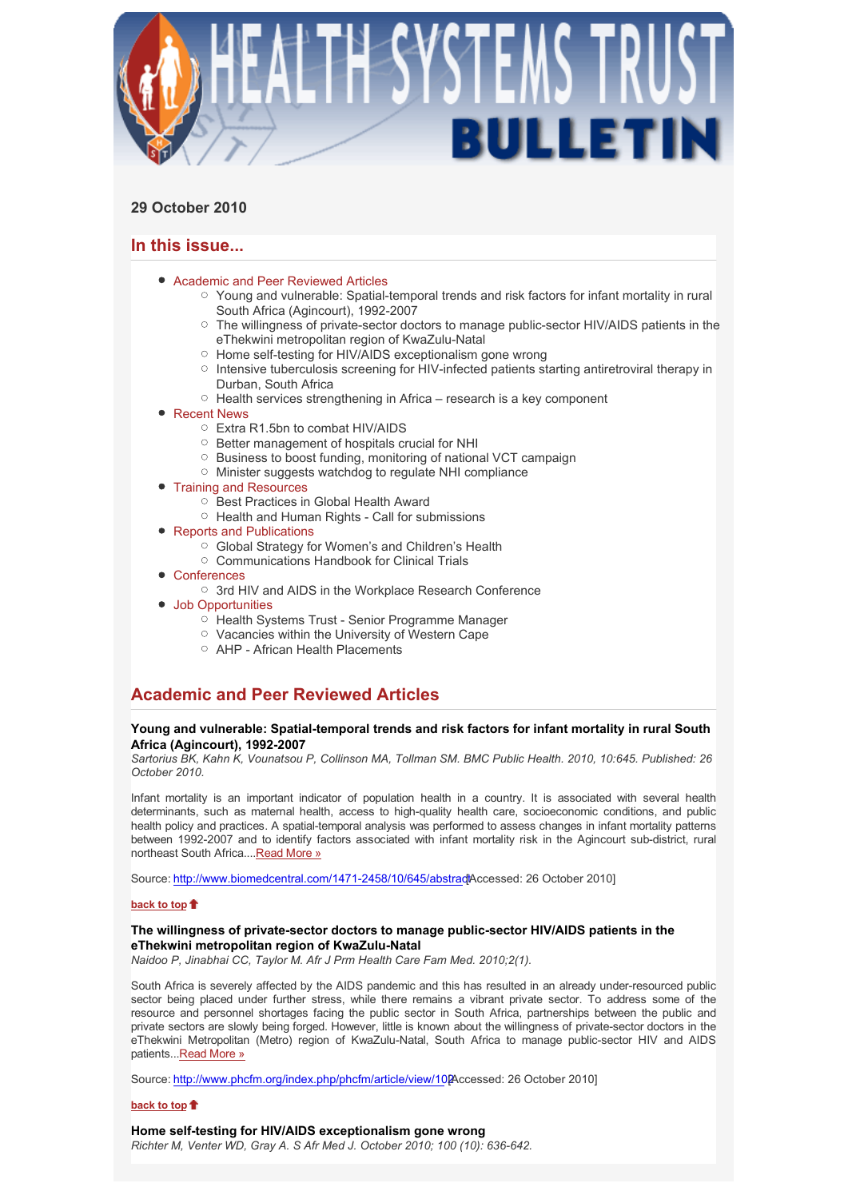**29 October 2010**

## In this issue...

- Academic and Peer Reviewed Articles
  - Young and vulnerable: Spatial-temporal trends and risk factors for infant mortality in rural South Africa (Agincourt), 1992-2007
  - The willingness of private-sector doctors to manage public-sector HIV/AIDS patients in the eThekwini metropolitan region of KwaZulu-Natal
  - Home self-testing for HIV/AIDS exceptionalism gone wrong
  - Intensive tuberculosis screening for HIV-infected patients starting antiretroviral therapy in Durban, South Africa
  - Health services strengthening in Africa – research is a key component
- Recent News
  - Extra R1.5bn to combat HIV/AIDS
  - Better management of hospitals crucial for NHI
  - Business to boost funding, monitoring of national VCT campaign
  - Minister suggests watchdog to regulate NHI compliance
- Training and Resources
  - Best Practices in Global Health Award
  - Health and Human Rights - Call for submissions
- Reports and Publications
  - Global Strategy for Women's and Children's Health
  - Communications Handbook for Clinical Trials
- Conferences
  - 3rd HIV and AIDS in the Workplace Research Conference
- Job Opportunities
  - Health Systems Trust - Senior Programme Manager
  - Vacancies within the University of Western Cape
  - AHP - African Health Placements

## Academic and Peer Reviewed Articles

**Young and vulnerable: Spatial-temporal trends and risk factors for infant mortality in rural South Africa (Agincourt), 1992-2007**
*Sartorius BK, Kahn K, Vounatsou P, Collinson MA, Tollman SM. BMC Public Health. 2010, 10:645. Published: 26 October 2010.*

Infant mortality is an important indicator of population health in a country. It is associated with several health determinants, such as maternal health, access to high-quality health care, socioeconomic conditions, and public health policy and practices. A spatial-temporal analysis was performed to assess changes in infant mortality patterns between 1992-2007 and to identify factors associated with infant mortality risk in the Agincourt sub-district, rural northeast South Africa....Read More »

Source: http://www.biomedcentral.com/1471-2458/10/645/abstract [Accessed: 26 October 2010]

**back to top**

**The willingness of private-sector doctors to manage public-sector HIV/AIDS patients in the eThekwini metropolitan region of KwaZulu-Natal**
*Naidoo P, Jinabhai CC, Taylor M. Afr J Prm Health Care Fam Med. 2010;2(1).*

South Africa is severely affected by the AIDS pandemic and this has resulted in an already under-resourced public sector being placed under further stress, while there remains a vibrant private sector. To address some of the resource and personnel shortages facing the public sector in South Africa, partnerships between the public and private sectors are slowly being forged. However, little is known about the willingness of private-sector doctors in the eThekwini Metropolitan (Metro) region of KwaZulu-Natal, South Africa to manage public-sector HIV and AIDS patients...Read More »

Source: http://www.phcfm.org/index.php/phcfm/article/view/102 [Accessed: 26 October 2010]

**back to top**

**Home self-testing for HIV/AIDS exceptionalism gone wrong**
*Richter M, Venter WD, Gray A. S Afr Med J. October 2010; 100 (10): 636-642.*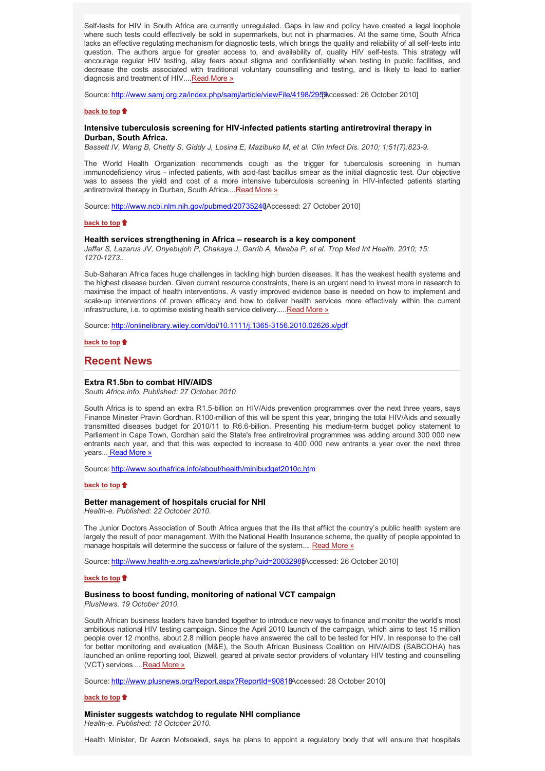Self-tests for HIV in South Africa are currently unregulated. Gaps in law and policy have created a legal loophole where such tests could effectively be sold in supermarkets, but not in pharmacies. At the same time, South Africa lacks an effective regulating mechanism for diagnostic tests, which brings the quality and reliability of all self-tests into question. The authors argue for greater access to, and availability of, quality HIV self-tests. This strategy will encourage regular HIV testing, allay fears about stigma and confidentiality when testing in public facilities, and decrease the costs associated with traditional voluntary counselling and testing, and is likely to lead to earlier diagnosis and treatment of HIV....Read More »

Source: http://www.samj.org.za/index.php/samj/article/viewFile/4198/2959 [Accessed: 26 October 2010]

**back to top**

### Intensive tuberculosis screening for HIV-infected patients starting antiretroviral therapy in Durban, South Africa.

*Bassett IV, Wang B, Chetty S, Giddy J, Losina E, Mazibuko M, et al. Clin Infect Dis. 2010; 1;51(7):823-9.*

The World Health Organization recommends cough as the trigger for tuberculosis screening in human immunodeficiency virus - infected patients, with acid-fast bacillus smear as the initial diagnostic test. Our objective was to assess the yield and cost of a more intensive tuberculosis screening in HIV-infected patients starting antiretroviral therapy in Durban, South Africa....Read More »

Source: http://www.ncbi.nlm.nih.gov/pubmed/20735240 [Accessed: 27 October 2010]

**back to top**

### Health services strengthening in Africa – research is a key component

*Jaffar S, Lazarus JV, Onyebujoh P, Chakaya J, Garrib A, Mwaba P, et al. Trop Med Int Health. 2010; 15: 1270-1273..*

Sub-Saharan Africa faces huge challenges in tackling high burden diseases. It has the weakest health systems and the highest disease burden. Given current resource constraints, there is an urgent need to invest more in research to maximise the impact of health interventions. A vastly improved evidence base is needed on how to implement and scale-up interventions of proven efficacy and how to deliver health services more effectively within the current infrastructure, i.e. to optimise existing health service delivery.....Read More »

Source: http://onlinelibrary.wiley.com/doi/10.1111/j.1365-3156.2010.02626.x/pdf

**back to top**

## Recent News

### Extra R1.5bn to combat HIV/AIDS

*South Africa.info. Published: 27 October 2010*

South Africa is to spend an extra R1.5-billion on HIV/Aids prevention programmes over the next three years, says Finance Minister Pravin Gordhan. R100-million of this will be spent this year, bringing the total HIV/Aids and sexually transmitted diseases budget for 2010/11 to R6.6-billion. Presenting his medium-term budget policy statement to Parliament in Cape Town, Gordhan said the State's free antiretroviral programmes was adding around 300 000 new entrants each year, and that this was expected to increase to 400 000 new entrants a year over the next three years... Read More »

Source: http://www.southafrica.info/about/health/minibudget2010c.htm

**back to top**

### Better management of hospitals crucial for NHI

*Health-e. Published: 22 October 2010.*

The Junior Doctors Association of South Africa argues that the ills that afflict the country's public health system are largely the result of poor management. With the National Health Insurance scheme, the quality of people appointed to manage hospitals will determine the success or failure of the system.... Read More »

Source: http://www.health-e.org.za/news/article.php?uid=20032985 [Accessed: 26 October 2010]

**back to top**

### Business to boost funding, monitoring of national VCT campaign

*PlusNews. 19 October 2010.*

South African business leaders have banded together to introduce new ways to finance and monitor the world's most ambitious national HIV testing campaign. Since the April 2010 launch of the campaign, which aims to test 15 million people over 12 months, about 2.8 million people have answered the call to be tested for HIV. In response to the call for better monitoring and evaluation (M&E), the South African Business Coalition on HIV/AIDS (SABCOHA) has launched an online reporting tool, Bizwell, geared at private sector providers of voluntary HIV testing and counselling (VCT) services.....Read More »

Source: http://www.plusnews.org/Report.aspx?ReportId=90818 [Accessed: 28 October 2010]

**back to top**

### Minister suggests watchdog to regulate NHI compliance

*Health-e. Published: 18 October 2010.*

Health Minister, Dr Aaron Motsoaledi, says he plans to appoint a regulatory body that will ensure that hospitals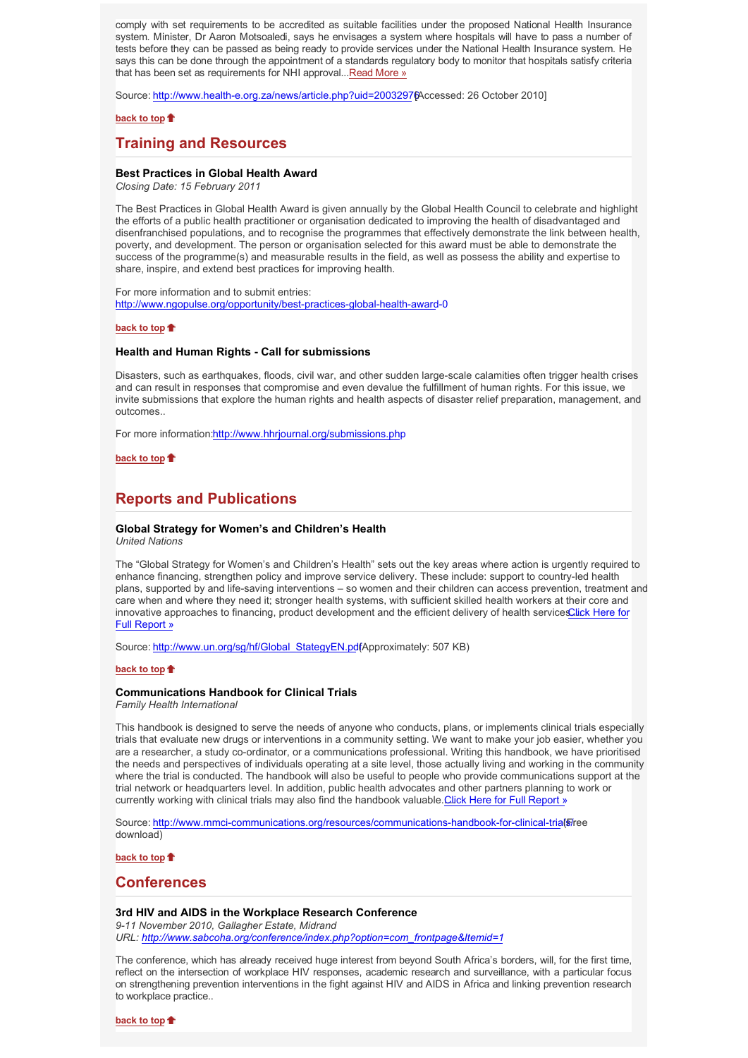comply with set requirements to be accredited as suitable facilities under the proposed National Health Insurance system. Minister, Dr Aaron Motsoaledi, says he envisages a system where hospitals will have to pass a number of tests before they can be passed as being ready to provide services under the National Health Insurance system. He says this can be done through the appointment of a standards regulatory body to monitor that hospitals satisfy criteria that has been set as requirements for NHI approval...Read More »

Source: http://www.health-e.org.za/news/article.php?uid=20032976 [Accessed: 26 October 2010]

**back to top**

## Training and Resources

### Best Practices in Global Health Award

*Closing Date: 15 February 2011*

The Best Practices in Global Health Award is given annually by the Global Health Council to celebrate and highlight the efforts of a public health practitioner or organisation dedicated to improving the health of disadvantaged and disenfranchised populations, and to recognise the programmes that effectively demonstrate the link between health, poverty, and development. The person or organisation selected for this award must be able to demonstrate the success of the programme(s) and measurable results in the field, as well as possess the ability and expertise to share, inspire, and extend best practices for improving health.

For more information and to submit entries:
http://www.ngopulse.org/opportunity/best-practices-global-health-award-0

**back to top**

### Health and Human Rights - Call for submissions

Disasters, such as earthquakes, floods, civil war, and other sudden large-scale calamities often trigger health crises and can result in responses that compromise and even devalue the fulfillment of human rights. For this issue, we invite submissions that explore the human rights and health aspects of disaster relief preparation, management, and outcomes..

For more information: http://www.hhrjournal.org/submissions.php

**back to top**

## Reports and Publications

### Global Strategy for Women's and Children's Health

*United Nations*

The "Global Strategy for Women's and Children's Health" sets out the key areas where action is urgently required to enhance financing, strengthen policy and improve service delivery. These include: support to country-led health plans, supported by and life-saving interventions – so women and their children can access prevention, treatment and care when and where they need it; stronger health systems, with sufficient skilled health workers at their core and innovative approaches to financing, product development and the efficient delivery of health services. Click Here for Full Report »

Source: http://www.un.org/sg/hf/Global_StategyEN.pdf (Approximately: 507 KB)

**back to top**

### Communications Handbook for Clinical Trials

*Family Health International*

This handbook is designed to serve the needs of anyone who conducts, plans, or implements clinical trials especially trials that evaluate new drugs or interventions in a community setting. We want to make your job easier, whether you are a researcher, a study co-ordinator, or a communications professional. Writing this handbook, we have prioritised the needs and perspectives of individuals operating at a site level, those actually living and working in the community where the trial is conducted. The handbook will also be useful to people who provide communications support at the trial network or headquarters level. In addition, public health advocates and other partners planning to work or currently working with clinical trials may also find the handbook valuable. Click Here for Full Report »

Source: http://www.mmci-communications.org/resources/communications-handbook-for-clinical-trials (Free download)

**back to top**

## Conferences

### 3rd HIV and AIDS in the Workplace Research Conference

*9-11 November 2010, Gallagher Estate, Midrand*
*URL: http://www.sabcoha.org/conference/index.php?option=com_frontpage&Itemid=1*

The conference, which has already received huge interest from beyond South Africa's borders, will, for the first time, reflect on the intersection of workplace HIV responses, academic research and surveillance, with a particular focus on strengthening prevention interventions in the fight against HIV and AIDS in Africa and linking prevention research to workplace practice..

**back to top**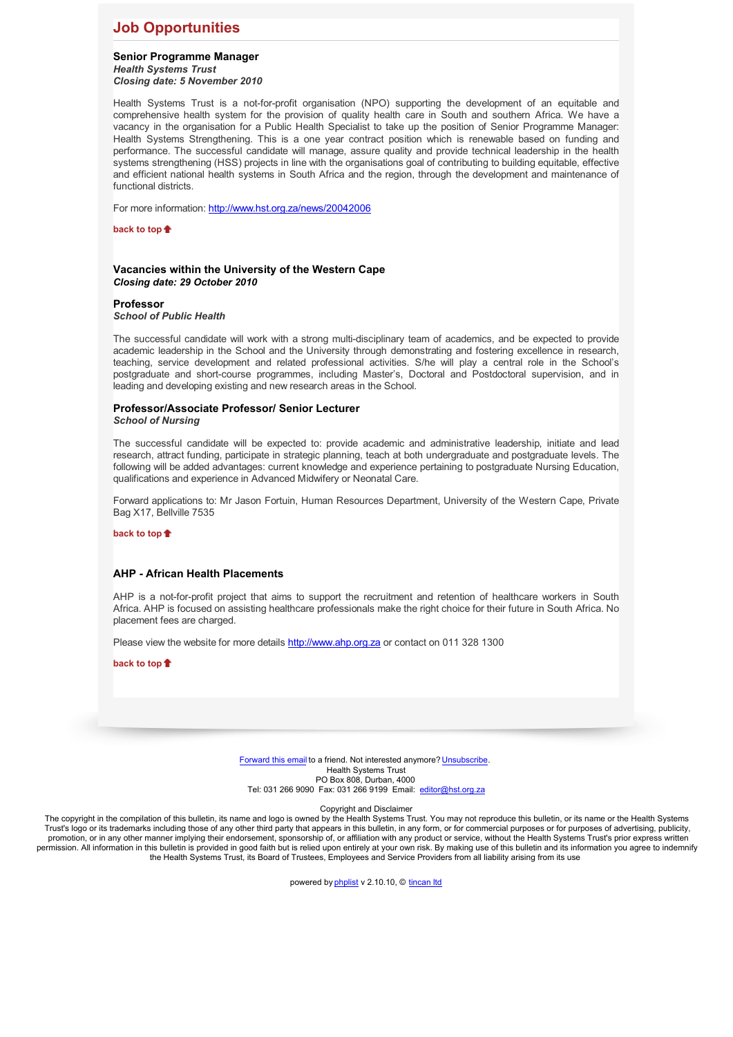## Job Opportunities

### Senior Programme Manager

***Health Systems Trust***
***Closing date: 5 November 2010***

Health Systems Trust is a not-for-profit organisation (NPO) supporting the development of an equitable and comprehensive health system for the provision of quality health care in South and southern Africa. We have a vacancy in the organisation for a Public Health Specialist to take up the position of Senior Programme Manager: Health Systems Strengthening. This is a one year contract position which is renewable based on funding and performance. The successful candidate will manage, assure quality and provide technical leadership in the health systems strengthening (HSS) projects in line with the organisations goal of contributing to building equitable, effective and efficient national health systems in South Africa and the region, through the development and maintenance of functional districts.

For more information: http://www.hst.org.za/news/20042006

**back to top**

### Vacancies within the University of the Western Cape

***Closing date: 29 October 2010***

**Professor**
***School of Public Health***

The successful candidate will work with a strong multi-disciplinary team of academics, and be expected to provide academic leadership in the School and the University through demonstrating and fostering excellence in research, teaching, service development and related professional activities. S/he will play a central role in the School's postgraduate and short-course programmes, including Master's, Doctoral and Postdoctoral supervision, and in leading and developing existing and new research areas in the School.

**Professor/Associate Professor/ Senior Lecturer**
***School of Nursing***

The successful candidate will be expected to: provide academic and administrative leadership, initiate and lead research, attract funding, participate in strategic planning, teach at both undergraduate and postgraduate levels. The following will be added advantages: current knowledge and experience pertaining to postgraduate Nursing Education, qualifications and experience in Advanced Midwifery or Neonatal Care.

Forward applications to: Mr Jason Fortuin, Human Resources Department, University of the Western Cape, Private Bag X17, Bellville 7535

**back to top**

### AHP - African Health Placements

AHP is a not-for-profit project that aims to support the recruitment and retention of healthcare workers in South Africa. AHP is focused on assisting healthcare professionals make the right choice for their future in South Africa. No placement fees are charged.

Please view the website for more details http://www.ahp.org.za or contact on 011 328 1300

**back to top**

Forward this email to a friend. Not interested anymore? Unsubscribe.
Health Systems Trust
PO Box 808, Durban, 4000
Tel: 031 266 9090 Fax: 031 266 9199 Email: editor@hst.org.za

Copyright and Disclaimer
The copyright in the compilation of this bulletin, its name and logo is owned by the Health Systems Trust. You may not reproduce this bulletin, or its name or the Health Systems Trust's logo or its trademarks including those of any other third party that appears in this bulletin, in any form, or for commercial purposes or for purposes of advertising, publicity, promotion, or in any other manner implying their endorsement, sponsorship of, or affiliation with any product or service, without the Health Systems Trust's prior express written permission. All information in this bulletin is provided in good faith but is relied upon entirely at your own risk. By making use of this bulletin and its information you agree to indemnify the Health Systems Trust, its Board of Trustees, Employees and Service Providers from all liability arising from its use

powered by phplist v 2.10.10, © tincan ltd